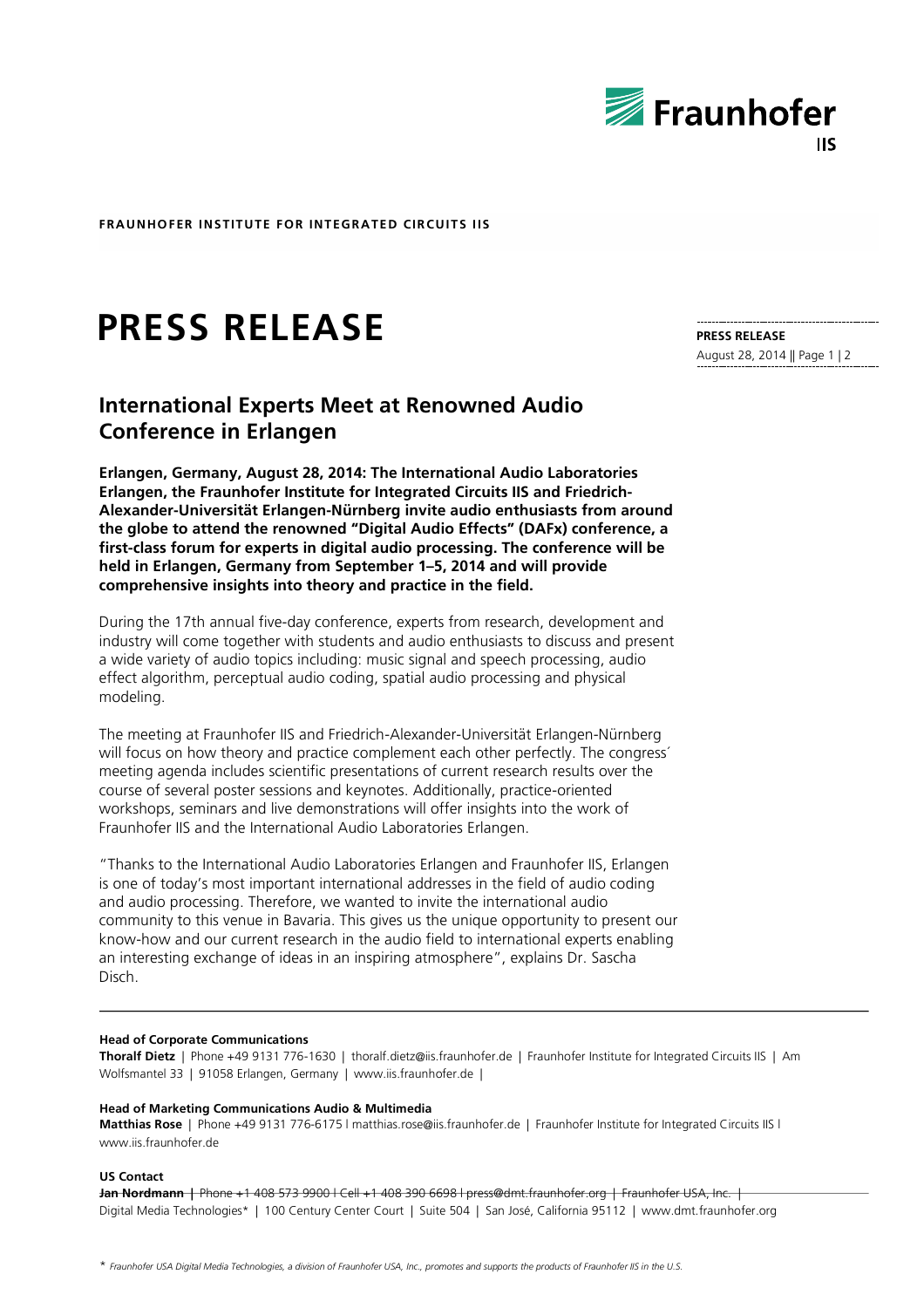**FRAUNHOFER INSTITUTE FOR INTEGRATED CIRCUITS IIS**

# PRESS RELEASE

**PRESS RELEASE**
August 28, 2014

## International Experts Meet at Renowned Audio Conference in Erlangen

**Erlangen, Germany, August 28, 2014: The International Audio Laboratories Erlangen, the Fraunhofer Institute for Integrated Circuits IIS and Friedrich-Alexander-Universität Erlangen-Nürnberg invite audio enthusiasts from around the globe to attend the renowned "Digital Audio Effects" (DAFx) conference, a first-class forum for experts in digital audio processing. The conference will be held in Erlangen, Germany from September 1–5, 2014 and will provide comprehensive insights into theory and practice in the field.**

During the 17th annual five-day conference, experts from research, development and industry will come together with students and audio enthusiasts to discuss and present a wide variety of audio topics including: music signal and speech processing, audio effect algorithm, perceptual audio coding, spatial audio processing and physical modeling.

The meeting at Fraunhofer IIS and Friedrich-Alexander-Universität Erlangen-Nürnberg will focus on how theory and practice complement each other perfectly. The congress´ meeting agenda includes scientific presentations of current research results over the course of several poster sessions and keynotes. Additionally, practice-oriented workshops, seminars and live demonstrations will offer insights into the work of Fraunhofer IIS and the International Audio Laboratories Erlangen.

"Thanks to the International Audio Laboratories Erlangen and Fraunhofer IIS, Erlangen is one of today's most important international addresses in the field of audio coding and audio processing. Therefore, we wanted to invite the international audio community to this venue in Bavaria. This gives us the unique opportunity to present our know-how and our current research in the audio field to international experts enabling an interesting exchange of ideas in an inspiring atmosphere", explains Dr. Sascha Disch.

---

**Head of Corporate Communications**
**Thoralf Dietz** | Phone +49 9131 776-1630 | thoralf.dietz@iis.fraunhofer.de | Fraunhofer Institute for Integrated Circuits IIS | Am Wolfsmantel 33 | 91058 Erlangen, Germany | www.iis.fraunhofer.de |

**Head of Marketing Communications Audio & Multimedia**
**Matthias Rose** | Phone +49 9131 776-6175 | matthias.rose@iis.fraunhofer.de | Fraunhofer Institute for Integrated Circuits IIS | www.iis.fraunhofer.de

**US Contact**
**Jan Nordmann** | Phone +1 408 573 9900 | Cell +1 408 390 6698 | press@dmt.fraunhofer.org | Fraunhofer USA, Inc. | Digital Media Technologies* | 100 Century Center Court | Suite 504 | San José, California 95112 | www.dmt.fraunhofer.org

*\* Fraunhofer USA Digital Media Technologies, a division of Fraunhofer USA, Inc., promotes and supports the products of Fraunhofer IIS in the U.S.*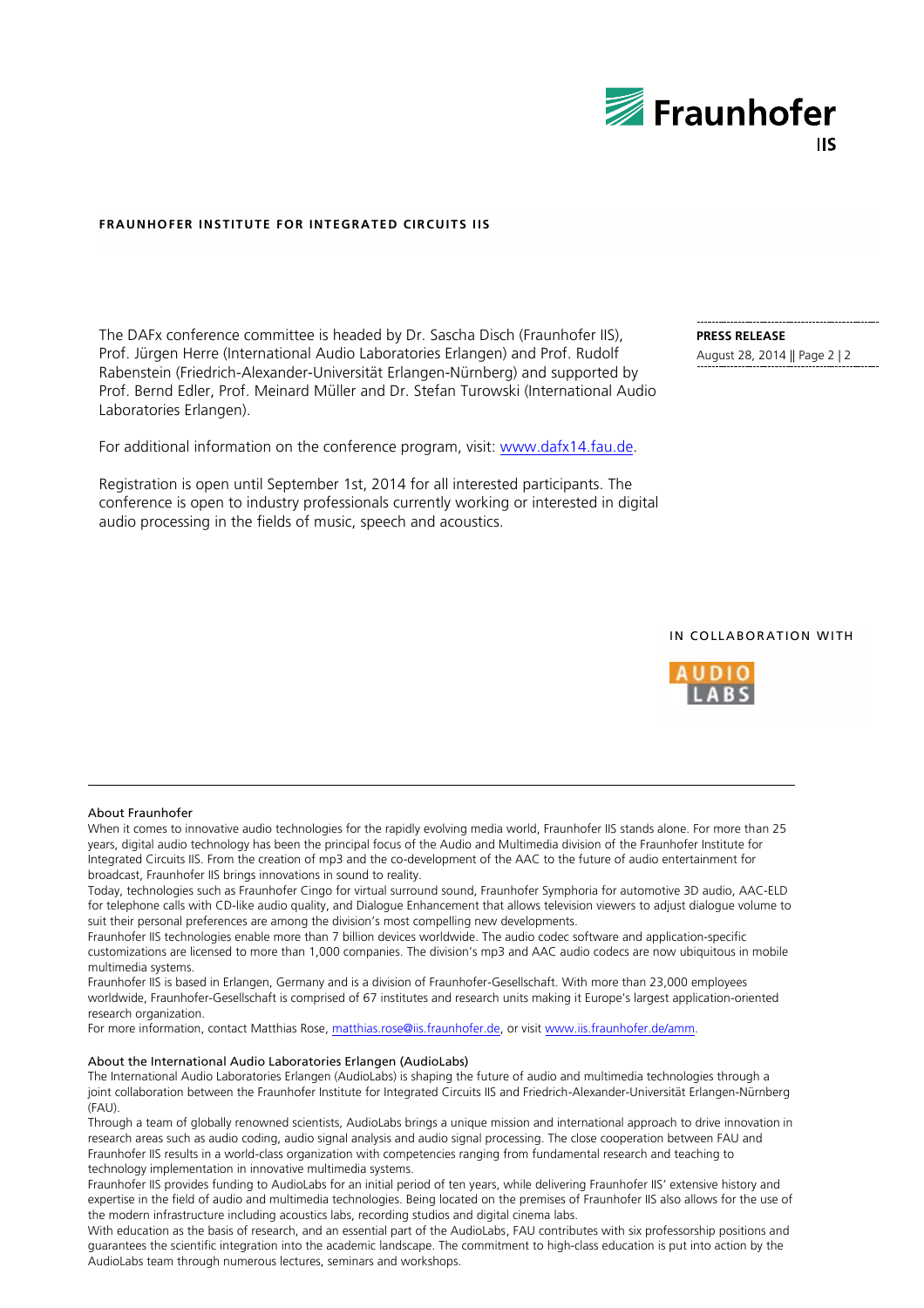The DAFx conference committee is headed by Dr. Sascha Disch (Fraunhofer IIS), Prof. Jürgen Herre (International Audio Laboratories Erlangen) and Prof. Rudolf Rabenstein (Friedrich-Alexander-Universität Erlangen-Nürnberg) and supported by Prof. Bernd Edler, Prof. Meinard Müller and Dr. Stefan Turowski (International Audio Laboratories Erlangen).

For additional information on the conference program, visit: www.dafx14.fau.de.

Registration is open until September 1st, 2014 for all interested participants. The conference is open to industry professionals currently working or interested in digital audio processing in the fields of music, speech and acoustics.

IN COLLABORATION WITH

AUDIO LABS

---

### About Fraunhofer

When it comes to innovative audio technologies for the rapidly evolving media world, Fraunhofer IIS stands alone. For more than 25 years, digital audio technology has been the principal focus of the Audio and Multimedia division of the Fraunhofer Institute for Integrated Circuits IIS. From the creation of mp3 and the co-development of the AAC to the future of audio entertainment for broadcast, Fraunhofer IIS brings innovations in sound to reality.

Today, technologies such as Fraunhofer Cingo for virtual surround sound, Fraunhofer Symphoria for automotive 3D audio, AAC-ELD for telephone calls with CD-like audio quality, and Dialogue Enhancement that allows television viewers to adjust dialogue volume to suit their personal preferences are among the division's most compelling new developments.

Fraunhofer IIS technologies enable more than 7 billion devices worldwide. The audio codec software and application-specific customizations are licensed to more than 1,000 companies. The division's mp3 and AAC audio codecs are now ubiquitous in mobile multimedia systems.

Fraunhofer IIS is based in Erlangen, Germany and is a division of Fraunhofer-Gesellschaft. With more than 23,000 employees worldwide, Fraunhofer-Gesellschaft is comprised of 67 institutes and research units making it Europe's largest application-oriented research organization.

For more information, contact Matthias Rose, matthias.rose@iis.fraunhofer.de, or visit www.iis.fraunhofer.de/amm.

### About the International Audio Laboratories Erlangen (AudioLabs)

The International Audio Laboratories Erlangen (AudioLabs) is shaping the future of audio and multimedia technologies through a joint collaboration between the Fraunhofer Institute for Integrated Circuits IIS and Friedrich-Alexander-Universität Erlangen-Nürnberg (FAU).

Through a team of globally renowned scientists, AudioLabs brings a unique mission and international approach to drive innovation in research areas such as audio coding, audio signal analysis and audio signal processing. The close cooperation between FAU and Fraunhofer IIS results in a world-class organization with competencies ranging from fundamental research and teaching to technology implementation in innovative multimedia systems.

Fraunhofer IIS provides funding to AudioLabs for an initial period of ten years, while delivering Fraunhofer IIS' extensive history and expertise in the field of audio and multimedia technologies. Being located on the premises of Fraunhofer IIS also allows for the use of the modern infrastructure including acoustics labs, recording studios and digital cinema labs.

With education as the basis of research, and an essential part of the AudioLabs, FAU contributes with six professorship positions and guarantees the scientific integration into the academic landscape. The commitment to high-class education is put into action by the AudioLabs team through numerous lectures, seminars and workshops.